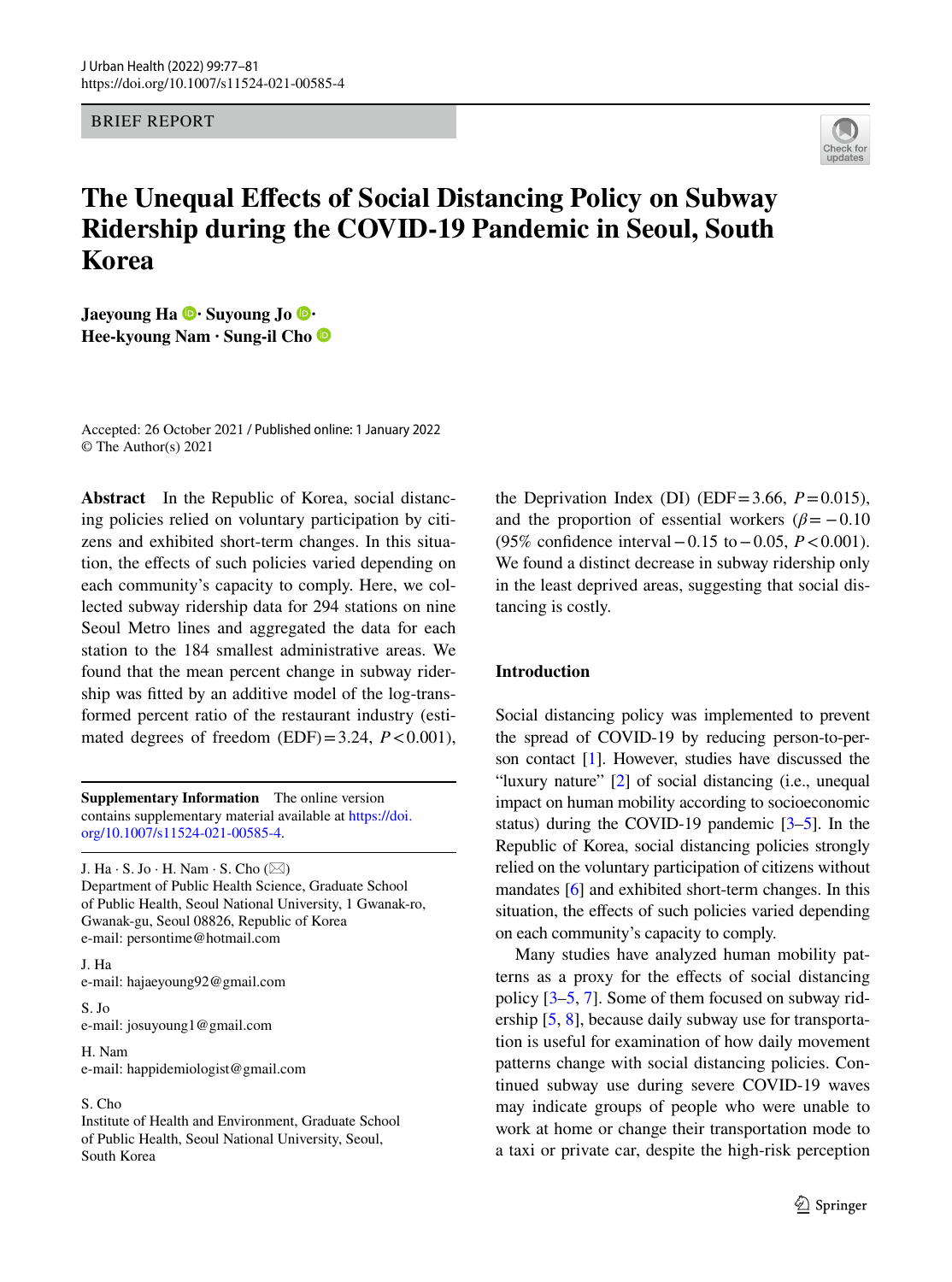BRIEF REPORT

# The Unequal Effects of Social Distancing Policy on Subway Ridership during the COVID-19 Pandemic in Seoul, South Korea

**Jaeyoung Ha · Suyoung Jo · Hee-kyoung Nam · Sung-il Cho**

Accepted: 26 October 2021 / Published online: 1 January 2022
© The Author(s) 2021

**Abstract** In the Republic of Korea, social distancing policies relied on voluntary participation by citizens and exhibited short-term changes. In this situation, the effects of such policies varied depending on each community's capacity to comply. Here, we collected subway ridership data for 294 stations on nine Seoul Metro lines and aggregated the data for each station to the 184 smallest administrative areas. We found that the mean percent change in subway ridership was fitted by an additive model of the log-transformed percent ratio of the restaurant industry (estimated degrees of freedom (EDF) = 3.24, $P < 0.001$), the Deprivation Index (DI) (EDF = 3.66, $P = 0.015$), and the proportion of essential workers ($\beta = -0.10$ (95% confidence interval $-0.15$ to $-0.05$, $P < 0.001$). We found a distinct decrease in subway ridership only in the least deprived areas, suggesting that social distancing is costly.

**Supplementary Information** The online version contains supplementary material available at https://doi.org/10.1007/s11524-021-00585-4.

J. Ha · S. Jo · H. Nam · S. Cho (✉)
Department of Public Health Science, Graduate School of Public Health, Seoul National University, 1 Gwanak-ro, Gwanak-gu, Seoul 08826, Republic of Korea
e-mail: persontime@hotmail.com

J. Ha
e-mail: hajaeyoung92@gmail.com

S. Jo
e-mail: josuyoung1@gmail.com

H. Nam
e-mail: happidemiologist@gmail.com

S. Cho
Institute of Health and Environment, Graduate School of Public Health, Seoul National University, Seoul, South Korea

## Introduction

Social distancing policy was implemented to prevent the spread of COVID-19 by reducing person-to-person contact [1]. However, studies have discussed the "luxury nature" [2] of social distancing (i.e., unequal impact on human mobility according to socioeconomic status) during the COVID-19 pandemic [3–5]. In the Republic of Korea, social distancing policies strongly relied on the voluntary participation of citizens without mandates [6] and exhibited short-term changes. In this situation, the effects of such policies varied depending on each community's capacity to comply.

Many studies have analyzed human mobility patterns as a proxy for the effects of social distancing policy [3–5, 7]. Some of them focused on subway ridership [5, 8], because daily subway use for transportation is useful for examination of how daily movement patterns change with social distancing policies. Continued subway use during severe COVID-19 waves may indicate groups of people who were unable to work at home or change their transportation mode to a taxi or private car, despite the high-risk perception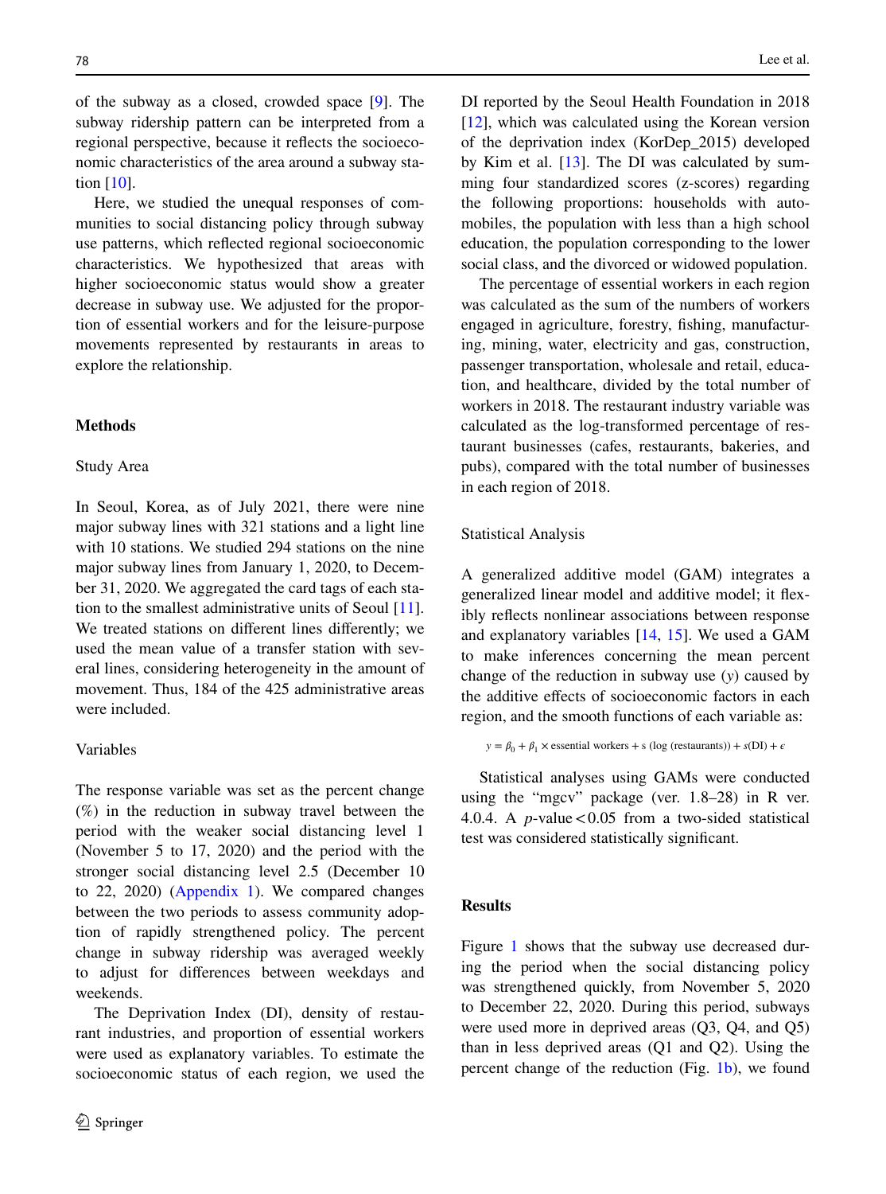of the subway as a closed, crowded space [9]. The subway ridership pattern can be interpreted from a regional perspective, because it reflects the socioeconomic characteristics of the area around a subway station [10].

Here, we studied the unequal responses of communities to social distancing policy through subway use patterns, which reflected regional socioeconomic characteristics. We hypothesized that areas with higher socioeconomic status would show a greater decrease in subway use. We adjusted for the proportion of essential workers and for the leisure-purpose movements represented by restaurants in areas to explore the relationship.

## Methods

### Study Area

In Seoul, Korea, as of July 2021, there were nine major subway lines with 321 stations and a light line with 10 stations. We studied 294 stations on the nine major subway lines from January 1, 2020, to December 31, 2020. We aggregated the card tags of each station to the smallest administrative units of Seoul [11]. We treated stations on different lines differently; we used the mean value of a transfer station with several lines, considering heterogeneity in the amount of movement. Thus, 184 of the 425 administrative areas were included.

### Variables

The response variable was set as the percent change (%) in the reduction in subway travel between the period with the weaker social distancing level 1 (November 5 to 17, 2020) and the period with the stronger social distancing level 2.5 (December 10 to 22, 2020) (Appendix 1). We compared changes between the two periods to assess community adoption of rapidly strengthened policy. The percent change in subway ridership was averaged weekly to adjust for differences between weekdays and weekends.

The Deprivation Index (DI), density of restaurant industries, and proportion of essential workers were used as explanatory variables. To estimate the socioeconomic status of each region, we used the DI reported by the Seoul Health Foundation in 2018 [12], which was calculated using the Korean version of the deprivation index (KorDep_2015) developed by Kim et al. [13]. The DI was calculated by summing four standardized scores (z-scores) regarding the following proportions: households with automobiles, the population with less than a high school education, the population corresponding to the lower social class, and the divorced or widowed population.

The percentage of essential workers in each region was calculated as the sum of the numbers of workers engaged in agriculture, forestry, fishing, manufacturing, mining, water, electricity and gas, construction, passenger transportation, wholesale and retail, education, and healthcare, divided by the total number of workers in 2018. The restaurant industry variable was calculated as the log-transformed percentage of restaurant businesses (cafes, restaurants, bakeries, and pubs), compared with the total number of businesses in each region of 2018.

### Statistical Analysis

A generalized additive model (GAM) integrates a generalized linear model and additive model; it flexibly reflects nonlinear associations between response and explanatory variables [14, 15]. We used a GAM to make inferences concerning the mean percent change of the reduction in subway use ($y$) caused by the additive effects of socioeconomic factors in each region, and the smooth functions of each variable as:

$$y = \beta_0 + \beta_1 \times \text{essential workers} + s\,(\log\,(\text{restaurants})) + s(\text{DI}) + \epsilon$$

Statistical analyses using GAMs were conducted using the "mgcv" package (ver. 1.8–28) in R ver. 4.0.4. A $p$-value < 0.05 from a two-sided statistical test was considered statistically significant.

## Results

Figure 1 shows that the subway use decreased during the period when the social distancing policy was strengthened quickly, from November 5, 2020 to December 22, 2020. During this period, subways were used more in deprived areas (Q3, Q4, and Q5) than in less deprived areas (Q1 and Q2). Using the percent change of the reduction (Fig. 1b), we found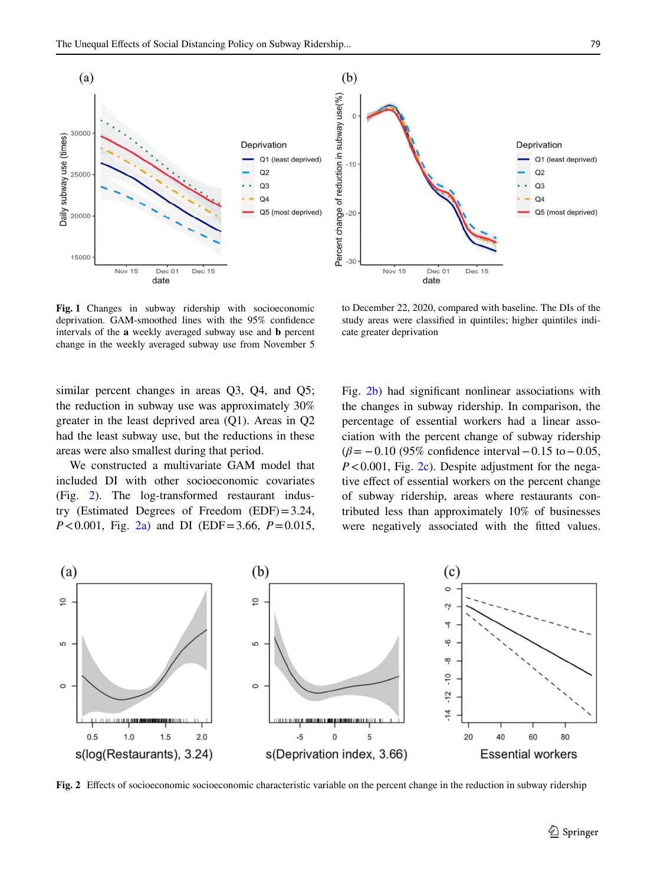**Fig. 1** Changes in subway ridership with socioeconomic deprivation. GAM-smoothed lines with the 95% confidence intervals of the **a** weekly averaged subway use and **b** percent change in the weekly averaged subway use from November 5 to December 22, 2020, compared with baseline. The DIs of the study areas were classified in quintiles; higher quintiles indicate greater deprivation

similar percent changes in areas Q3, Q4, and Q5; the reduction in subway use was approximately 30% greater in the least deprived area (Q1). Areas in Q2 had the least subway use, but the reductions in these areas were also smallest during that period.

We constructed a multivariate GAM model that included DI with other socioeconomic covariates (Fig. 2). The log-transformed restaurant industry (Estimated Degrees of Freedom (EDF) = 3.24, $P < 0.001$, Fig. 2a) and DI (EDF = 3.66, $P = 0.015$, Fig. 2b) had significant nonlinear associations with the changes in subway ridership. In comparison, the percentage of essential workers had a linear association with the percent change of subway ridership ($\beta = -0.10$ (95% confidence interval $-0.15$ to $-0.05$, $P < 0.001$, Fig. 2c). Despite adjustment for the negative effect of essential workers on the percent change of subway ridership, areas where restaurants contributed less than approximately 10% of businesses were negatively associated with the fitted values.

**Fig. 2** Effects of socioeconomic socioeconomic characteristic variable on the percent change in the reduction in subway ridership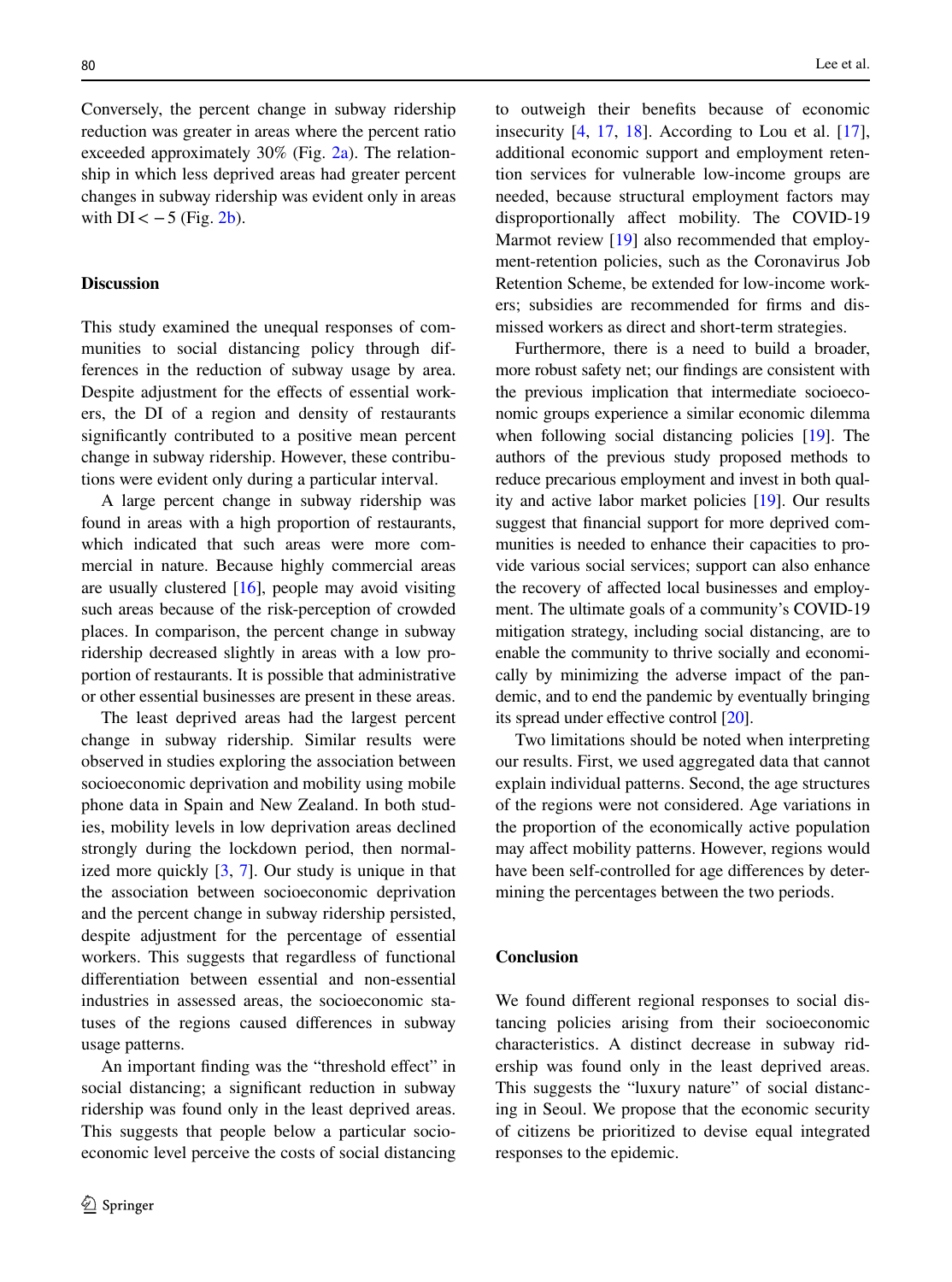Conversely, the percent change in subway ridership reduction was greater in areas where the percent ratio exceeded approximately 30% (Fig. 2a). The relationship in which less deprived areas had greater percent changes in subway ridership was evident only in areas with $DI < -5$ (Fig. 2b).

## Discussion

This study examined the unequal responses of communities to social distancing policy through differences in the reduction of subway usage by area. Despite adjustment for the effects of essential workers, the DI of a region and density of restaurants significantly contributed to a positive mean percent change in subway ridership. However, these contributions were evident only during a particular interval.

A large percent change in subway ridership was found in areas with a high proportion of restaurants, which indicated that such areas were more commercial in nature. Because highly commercial areas are usually clustered [16], people may avoid visiting such areas because of the risk-perception of crowded places. In comparison, the percent change in subway ridership decreased slightly in areas with a low proportion of restaurants. It is possible that administrative or other essential businesses are present in these areas.

The least deprived areas had the largest percent change in subway ridership. Similar results were observed in studies exploring the association between socioeconomic deprivation and mobility using mobile phone data in Spain and New Zealand. In both studies, mobility levels in low deprivation areas declined strongly during the lockdown period, then normalized more quickly [3, 7]. Our study is unique in that the association between socioeconomic deprivation and the percent change in subway ridership persisted, despite adjustment for the percentage of essential workers. This suggests that regardless of functional differentiation between essential and non-essential industries in assessed areas, the socioeconomic statuses of the regions caused differences in subway usage patterns.

An important finding was the "threshold effect" in social distancing; a significant reduction in subway ridership was found only in the least deprived areas. This suggests that people below a particular socioeconomic level perceive the costs of social distancing to outweigh their benefits because of economic insecurity [4, 17, 18]. According to Lou et al. [17], additional economic support and employment retention services for vulnerable low-income groups are needed, because structural employment factors may disproportionally affect mobility. The COVID-19 Marmot review [19] also recommended that employment-retention policies, such as the Coronavirus Job Retention Scheme, be extended for low-income workers; subsidies are recommended for firms and dismissed workers as direct and short-term strategies.

Furthermore, there is a need to build a broader, more robust safety net; our findings are consistent with the previous implication that intermediate socioeconomic groups experience a similar economic dilemma when following social distancing policies [19]. The authors of the previous study proposed methods to reduce precarious employment and invest in both quality and active labor market policies [19]. Our results suggest that financial support for more deprived communities is needed to enhance their capacities to provide various social services; support can also enhance the recovery of affected local businesses and employment. The ultimate goals of a community's COVID-19 mitigation strategy, including social distancing, are to enable the community to thrive socially and economically by minimizing the adverse impact of the pandemic, and to end the pandemic by eventually bringing its spread under effective control [20].

Two limitations should be noted when interpreting our results. First, we used aggregated data that cannot explain individual patterns. Second, the age structures of the regions were not considered. Age variations in the proportion of the economically active population may affect mobility patterns. However, regions would have been self-controlled for age differences by determining the percentages between the two periods.

## Conclusion

We found different regional responses to social distancing policies arising from their socioeconomic characteristics. A distinct decrease in subway ridership was found only in the least deprived areas. This suggests the "luxury nature" of social distancing in Seoul. We propose that the economic security of citizens be prioritized to devise equal integrated responses to the epidemic.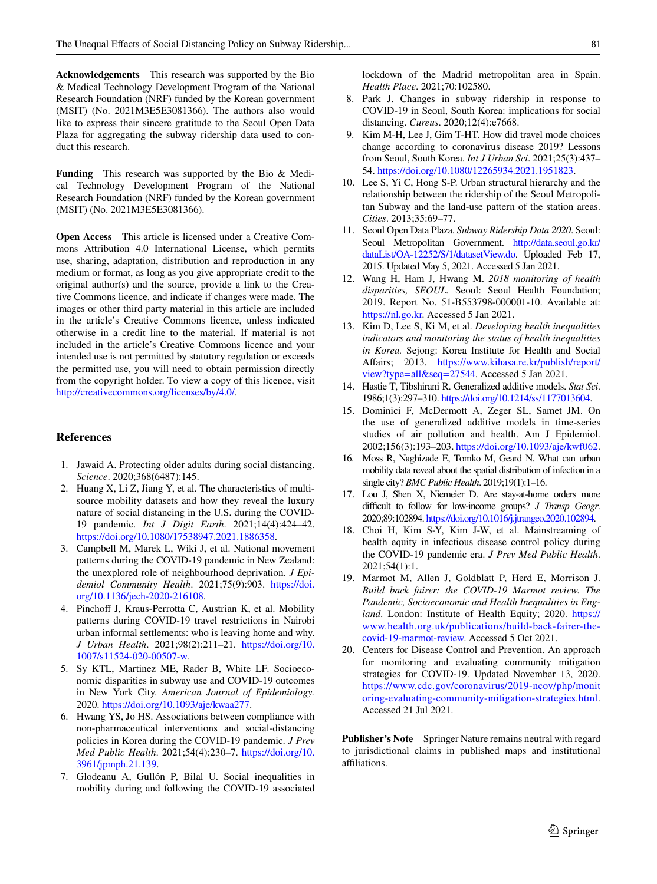**Acknowledgements** This research was supported by the Bio & Medical Technology Development Program of the National Research Foundation (NRF) funded by the Korean government (MSIT) (No. 2021M3E5E3081366). The authors also would like to express their sincere gratitude to the Seoul Open Data Plaza for aggregating the subway ridership data used to conduct this research.

**Funding** This research was supported by the Bio & Medical Technology Development Program of the National Research Foundation (NRF) funded by the Korean government (MSIT) (No. 2021M3E5E3081366).

**Open Access** This article is licensed under a Creative Commons Attribution 4.0 International License, which permits use, sharing, adaptation, distribution and reproduction in any medium or format, as long as you give appropriate credit to the original author(s) and the source, provide a link to the Creative Commons licence, and indicate if changes were made. The images or other third party material in this article are included in the article's Creative Commons licence, unless indicated otherwise in a credit line to the material. If material is not included in the article's Creative Commons licence and your intended use is not permitted by statutory regulation or exceeds the permitted use, you will need to obtain permission directly from the copyright holder. To view a copy of this licence, visit http://creativecommons.org/licenses/by/4.0/.

## References

1. Jawaid A. Protecting older adults during social distancing. *Science*. 2020;368(6487):145.
2. Huang X, Li Z, Jiang Y, et al. The characteristics of multi-source mobility datasets and how they reveal the luxury nature of social distancing in the U.S. during the COVID-19 pandemic. *Int J Digit Earth*. 2021;14(4):424–42. https://doi.org/10.1080/17538947.2021.1886358.
3. Campbell M, Marek L, Wiki J, et al. National movement patterns during the COVID-19 pandemic in New Zealand: the unexplored role of neighbourhood deprivation. *J Epidemiol Community Health*. 2021;75(9):903. https://doi.org/10.1136/jech-2020-216108.
4. Pinchoff J, Kraus-Perrotta C, Austrian K, et al. Mobility patterns during COVID-19 travel restrictions in Nairobi urban informal settlements: who is leaving home and why. *J Urban Health*. 2021;98(2):211–21. https://doi.org/10.1007/s11524-020-00507-w.
5. Sy KTL, Martinez ME, Rader B, White LF. Socioeconomic disparities in subway use and COVID-19 outcomes in New York City. *American Journal of Epidemiology*. 2020. https://doi.org/10.1093/aje/kwaa277.
6. Hwang YS, Jo HS. Associations between compliance with non-pharmaceutical interventions and social-distancing policies in Korea during the COVID-19 pandemic. *J Prev Med Public Health*. 2021;54(4):230–7. https://doi.org/10.3961/jpmph.21.139.
7. Glodeanu A, Gullón P, Bilal U. Social inequalities in mobility during and following the COVID-19 associated lockdown of the Madrid metropolitan area in Spain. *Health Place*. 2021;70:102580.
8. Park J. Changes in subway ridership in response to COVID-19 in Seoul, South Korea: implications for social distancing. *Cureus*. 2020;12(4):e7668.
9. Kim M-H, Lee J, Gim T-HT. How did travel mode choices change according to coronavirus disease 2019? Lessons from Seoul, South Korea. *Int J Urban Sci*. 2021;25(3):437–54. https://doi.org/10.1080/12265934.2021.1951823.
10. Lee S, Yi C, Hong S-P. Urban structural hierarchy and the relationship between the ridership of the Seoul Metropolitan Subway and the land-use pattern of the station areas. *Cities*. 2013;35:69–77.
11. Seoul Open Data Plaza. *Subway Ridership Data 2020*. Seoul: Seoul Metropolitan Government. http://data.seoul.go.kr/dataList/OA-12252/S/1/datasetView.do. Uploaded Feb 17, 2015. Updated May 5, 2021. Accessed 5 Jan 2021.
12. Wang H, Ham J, Hwang M. *2018 monitoring of health disparities, SEOUL.* Seoul: Seoul Health Foundation; 2019. Report No. 51-B553798-000001-10. Available at: https://nl.go.kr. Accessed 5 Jan 2021.
13. Kim D, Lee S, Ki M, et al. *Developing health inequalities indicators and monitoring the status of health inequalities in Korea.* Sejong: Korea Institute for Health and Social Affairs; 2013. https://www.kihasa.re.kr/publish/report/view?type=all&seq=27544. Accessed 5 Jan 2021.
14. Hastie T, Tibshirani R. Generalized additive models. *Stat Sci.* 1986;1(3):297–310. https://doi.org/10.1214/ss/1177013604.
15. Dominici F, McDermott A, Zeger SL, Samet JM. On the use of generalized additive models in time-series studies of air pollution and health. Am J Epidemiol. 2002;156(3):193–203. https://doi.org/10.1093/aje/kwf062.
16. Moss R, Naghizade E, Tomko M, Geard N. What can urban mobility data reveal about the spatial distribution of infection in a single city? *BMC Public Health.* 2019;19(1):1–16.
17. Lou J, Shen X, Niemeier D. Are stay-at-home orders more difficult to follow for low-income groups? *J Transp Geogr.* 2020;89:102894. https://doi.org/10.1016/j.jtrangeo.2020.102894.
18. Choi H, Kim S-Y, Kim J-W, et al. Mainstreaming of health equity in infectious disease control policy during the COVID-19 pandemic era. *J Prev Med Public Health*. 2021;54(1):1.
19. Marmot M, Allen J, Goldblatt P, Herd E, Morrison J. *Build back fairer: the COVID-19 Marmot review. The Pandemic, Socioeconomic and Health Inequalities in England*. London: Institute of Health Equity; 2020. https://www.health.org.uk/publications/build-back-fairer-the-covid-19-marmot-review. Accessed 5 Oct 2021.
20. Centers for Disease Control and Prevention. An approach for monitoring and evaluating community mitigation strategies for COVID-19. Updated November 13, 2020. https://www.cdc.gov/coronavirus/2019-ncov/php/monitoring-evaluating-community-mitigation-strategies.html. Accessed 21 Jul 2021.

**Publisher's Note** Springer Nature remains neutral with regard to jurisdictional claims in published maps and institutional affiliations.